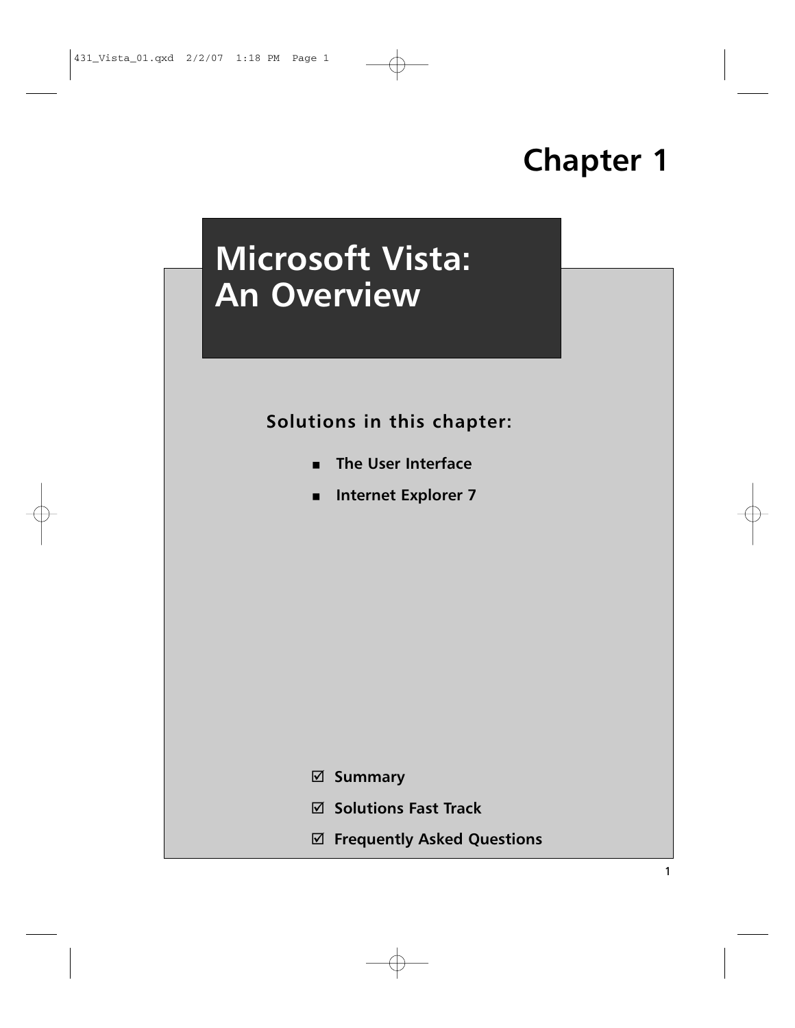# Chapter 1

# Microsoft Vista: An Overview

**Solutions in this chapter:**

- **The User Interface**
- **Internet Explorer 7**

☑ **Summary**

☑ **Solutions Fast Track**

☑ **Frequently Asked Questions**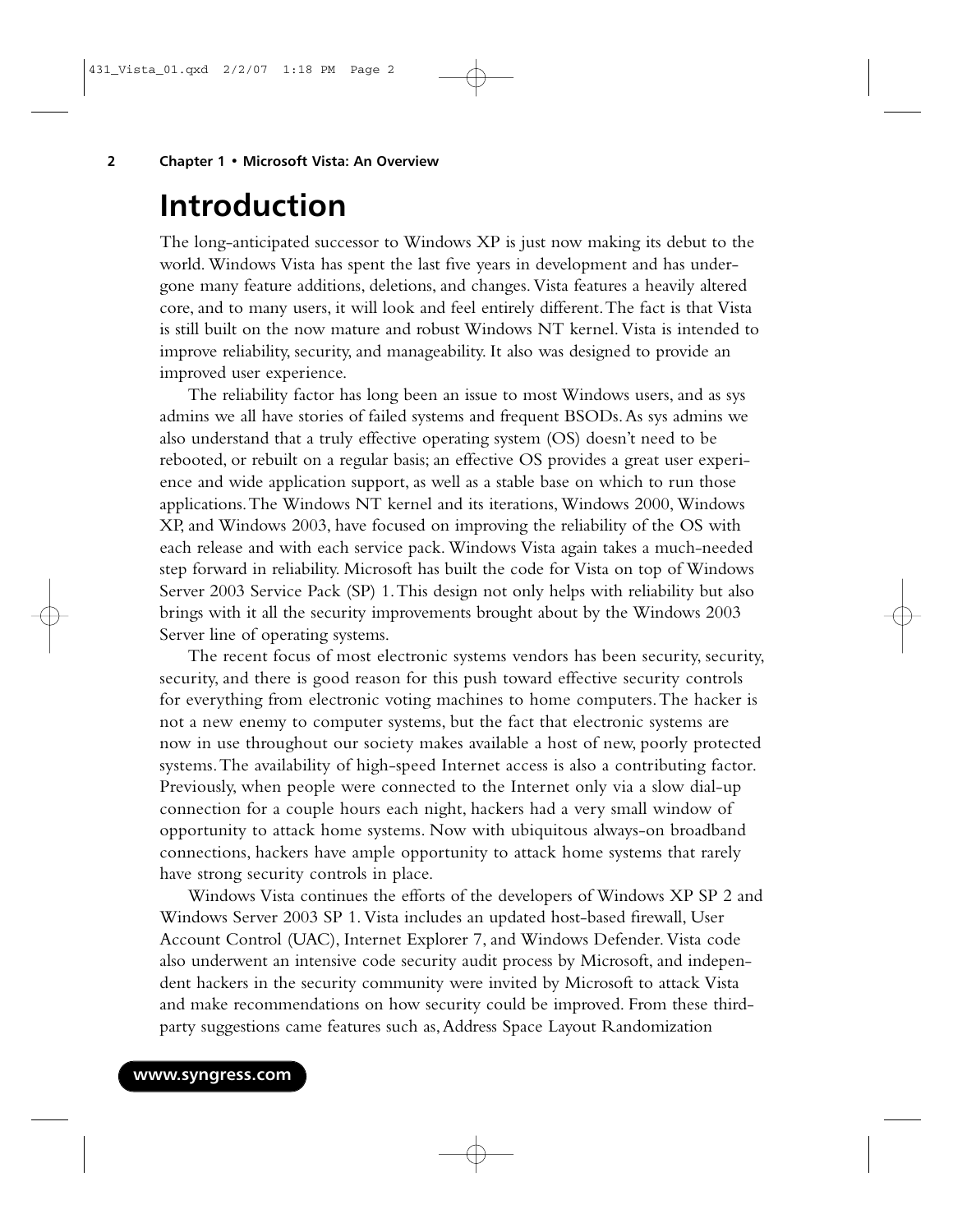# Introduction

The long-anticipated successor to Windows XP is just now making its debut to the world. Windows Vista has spent the last five years in development and has undergone many feature additions, deletions, and changes. Vista features a heavily altered core, and to many users, it will look and feel entirely different. The fact is that Vista is still built on the now mature and robust Windows NT kernel. Vista is intended to improve reliability, security, and manageability. It also was designed to provide an improved user experience.

The reliability factor has long been an issue to most Windows users, and as sys admins we all have stories of failed systems and frequent BSODs. As sys admins we also understand that a truly effective operating system (OS) doesn't need to be rebooted, or rebuilt on a regular basis; an effective OS provides a great user experience and wide application support, as well as a stable base on which to run those applications. The Windows NT kernel and its iterations, Windows 2000, Windows XP, and Windows 2003, have focused on improving the reliability of the OS with each release and with each service pack. Windows Vista again takes a much-needed step forward in reliability. Microsoft has built the code for Vista on top of Windows Server 2003 Service Pack (SP) 1. This design not only helps with reliability but also brings with it all the security improvements brought about by the Windows 2003 Server line of operating systems.

The recent focus of most electronic systems vendors has been security, security, security, and there is good reason for this push toward effective security controls for everything from electronic voting machines to home computers. The hacker is not a new enemy to computer systems, but the fact that electronic systems are now in use throughout our society makes available a host of new, poorly protected systems. The availability of high-speed Internet access is also a contributing factor. Previously, when people were connected to the Internet only via a slow dial-up connection for a couple hours each night, hackers had a very small window of opportunity to attack home systems. Now with ubiquitous always-on broadband connections, hackers have ample opportunity to attack home systems that rarely have strong security controls in place.

Windows Vista continues the efforts of the developers of Windows XP SP 2 and Windows Server 2003 SP 1. Vista includes an updated host-based firewall, User Account Control (UAC), Internet Explorer 7, and Windows Defender. Vista code also underwent an intensive code security audit process by Microsoft, and independent hackers in the security community were invited by Microsoft to attack Vista and make recommendations on how security could be improved. From these third-party suggestions came features such as, Address Space Layout Randomization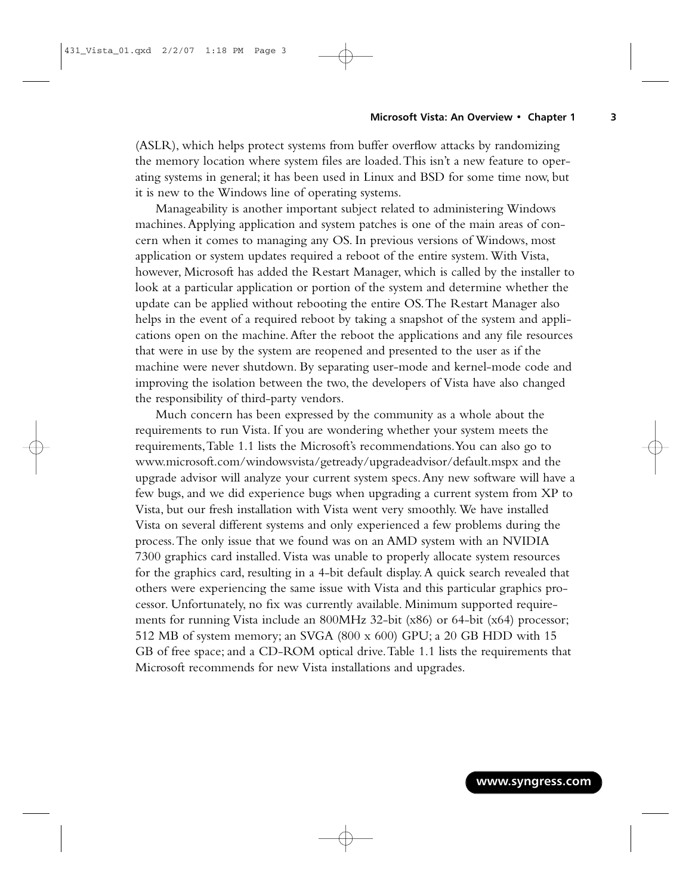(ASLR), which helps protect systems from buffer overflow attacks by randomizing the memory location where system files are loaded. This isn't a new feature to operating systems in general; it has been used in Linux and BSD for some time now, but it is new to the Windows line of operating systems.

Manageability is another important subject related to administering Windows machines. Applying application and system patches is one of the main areas of concern when it comes to managing any OS. In previous versions of Windows, most application or system updates required a reboot of the entire system. With Vista, however, Microsoft has added the Restart Manager, which is called by the installer to look at a particular application or portion of the system and determine whether the update can be applied without rebooting the entire OS. The Restart Manager also helps in the event of a required reboot by taking a snapshot of the system and applications open on the machine. After the reboot the applications and any file resources that were in use by the system are reopened and presented to the user as if the machine were never shutdown. By separating user-mode and kernel-mode code and improving the isolation between the two, the developers of Vista have also changed the responsibility of third-party vendors.

Much concern has been expressed by the community as a whole about the requirements to run Vista. If you are wondering whether your system meets the requirements, Table 1.1 lists the Microsoft's recommendations. You can also go to www.microsoft.com/windowsvista/getready/upgradeadvisor/default.mspx and the upgrade advisor will analyze your current system specs. Any new software will have a few bugs, and we did experience bugs when upgrading a current system from XP to Vista, but our fresh installation with Vista went very smoothly. We have installed Vista on several different systems and only experienced a few problems during the process. The only issue that we found was on an AMD system with an NVIDIA 7300 graphics card installed. Vista was unable to properly allocate system resources for the graphics card, resulting in a 4-bit default display. A quick search revealed that others were experiencing the same issue with Vista and this particular graphics processor. Unfortunately, no fix was currently available. Minimum supported requirements for running Vista include an 800MHz 32-bit (x86) or 64-bit (x64) processor; 512 MB of system memory; an SVGA (800 x 600) GPU; a 20 GB HDD with 15 GB of free space; and a CD-ROM optical drive. Table 1.1 lists the requirements that Microsoft recommends for new Vista installations and upgrades.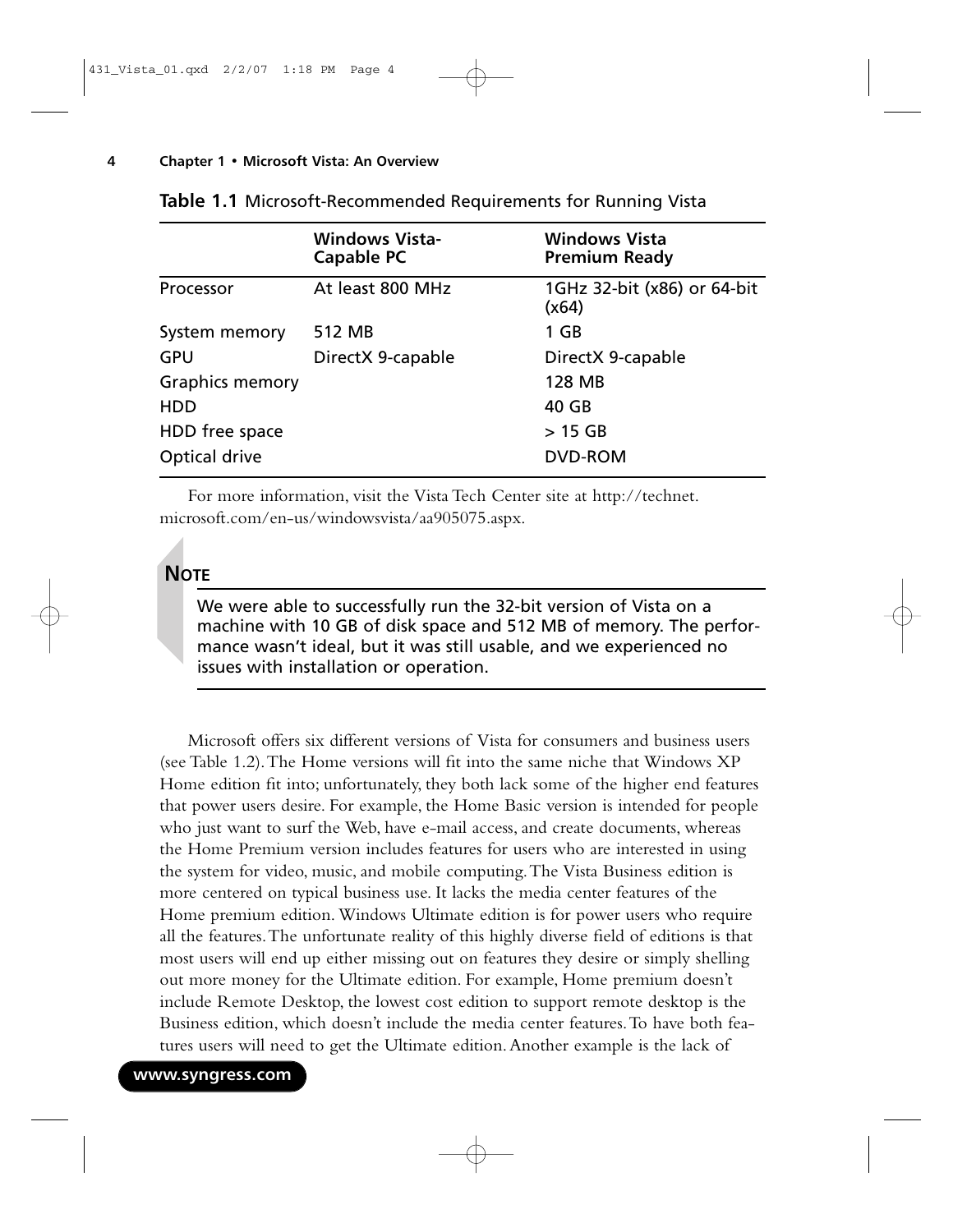**Table 1.1** Microsoft-Recommended Requirements for Running Vista

| | Windows Vista-Capable PC | Windows Vista Premium Ready |
|---|---|---|
| Processor | At least 800 MHz | 1GHz 32-bit (x86) or 64-bit (x64) |
| System memory | 512 MB | 1 GB |
| GPU | DirectX 9-capable | DirectX 9-capable |
| Graphics memory | | 128 MB |
| HDD | | 40 GB |
| HDD free space | | > 15 GB |
| Optical drive | | DVD-ROM |

For more information, visit the Vista Tech Center site at http://technet.microsoft.com/en-us/windowsvista/aa905075.aspx.

**NOTE**

We were able to successfully run the 32-bit version of Vista on a machine with 10 GB of disk space and 512 MB of memory. The performance wasn't ideal, but it was still usable, and we experienced no issues with installation or operation.

Microsoft offers six different versions of Vista for consumers and business users (see Table 1.2). The Home versions will fit into the same niche that Windows XP Home edition fit into; unfortunately, they both lack some of the higher end features that power users desire. For example, the Home Basic version is intended for people who just want to surf the Web, have e-mail access, and create documents, whereas the Home Premium version includes features for users who are interested in using the system for video, music, and mobile computing. The Vista Business edition is more centered on typical business use. It lacks the media center features of the Home premium edition. Windows Ultimate edition is for power users who require all the features. The unfortunate reality of this highly diverse field of editions is that most users will end up either missing out on features they desire or simply shelling out more money for the Ultimate edition. For example, Home premium doesn't include Remote Desktop, the lowest cost edition to support remote desktop is the Business edition, which doesn't include the media center features. To have both features users will need to get the Ultimate edition. Another example is the lack of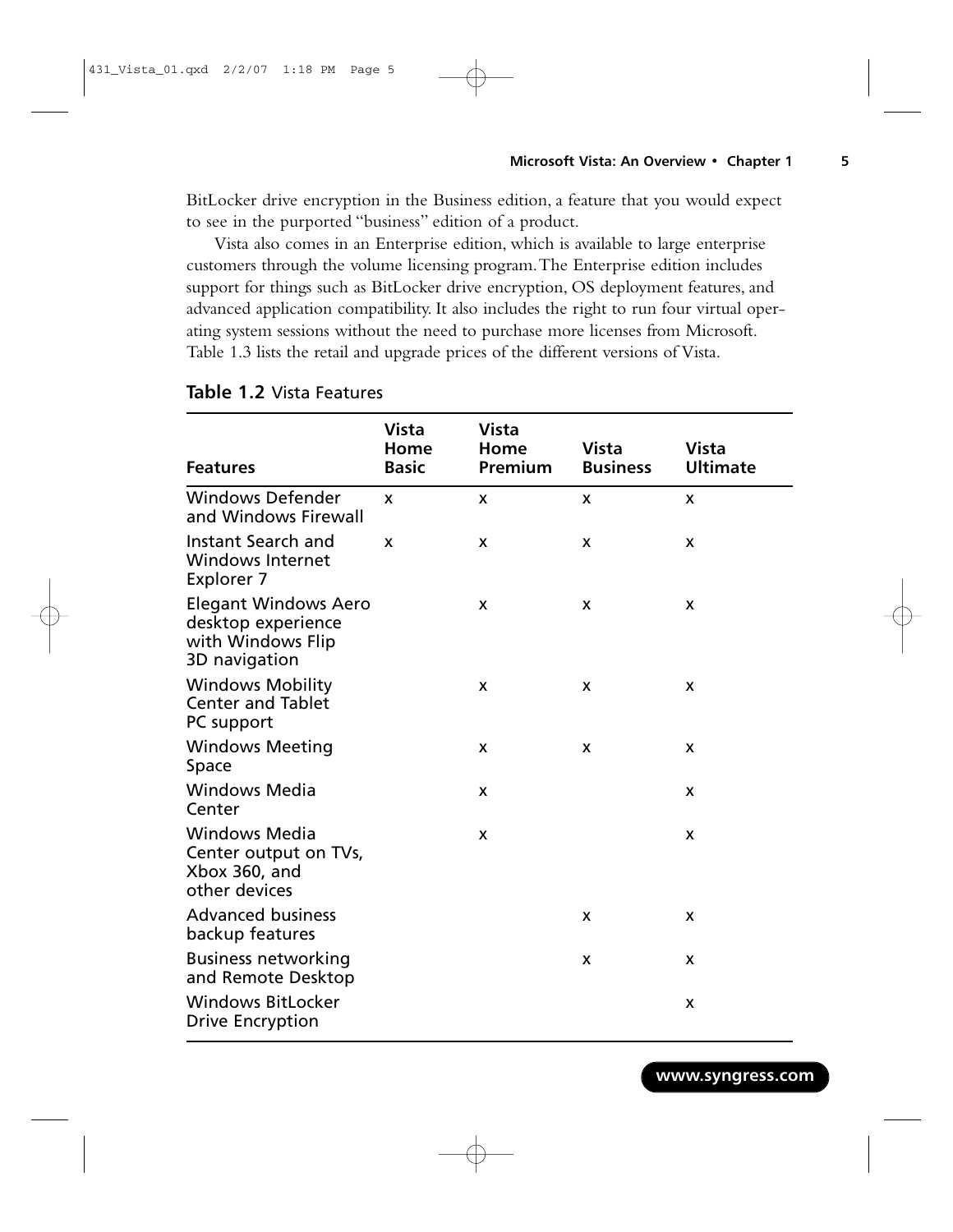BitLocker drive encryption in the Business edition, a feature that you would expect to see in the purported "business" edition of a product.

Vista also comes in an Enterprise edition, which is available to large enterprise customers through the volume licensing program. The Enterprise edition includes support for things such as BitLocker drive encryption, OS deployment features, and advanced application compatibility. It also includes the right to run four virtual operating system sessions without the need to purchase more licenses from Microsoft. Table 1.3 lists the retail and upgrade prices of the different versions of Vista.

**Table 1.2** Vista Features

| Features | Vista Home Basic | Vista Home Premium | Vista Business | Vista Ultimate |
|---|---|---|---|---|
| Windows Defender and Windows Firewall | x | x | x | x |
| Instant Search and Windows Internet Explorer 7 | x | x | x | x |
| Elegant Windows Aero desktop experience with Windows Flip 3D navigation | | x | x | x |
| Windows Mobility Center and Tablet PC support | | x | x | x |
| Windows Meeting Space | | x | x | x |
| Windows Media Center | | x | | x |
| Windows Media Center output on TVs, Xbox 360, and other devices | | x | | x |
| Advanced business backup features | | | x | x |
| Business networking and Remote Desktop | | | x | x |
| Windows BitLocker Drive Encryption | | | | x |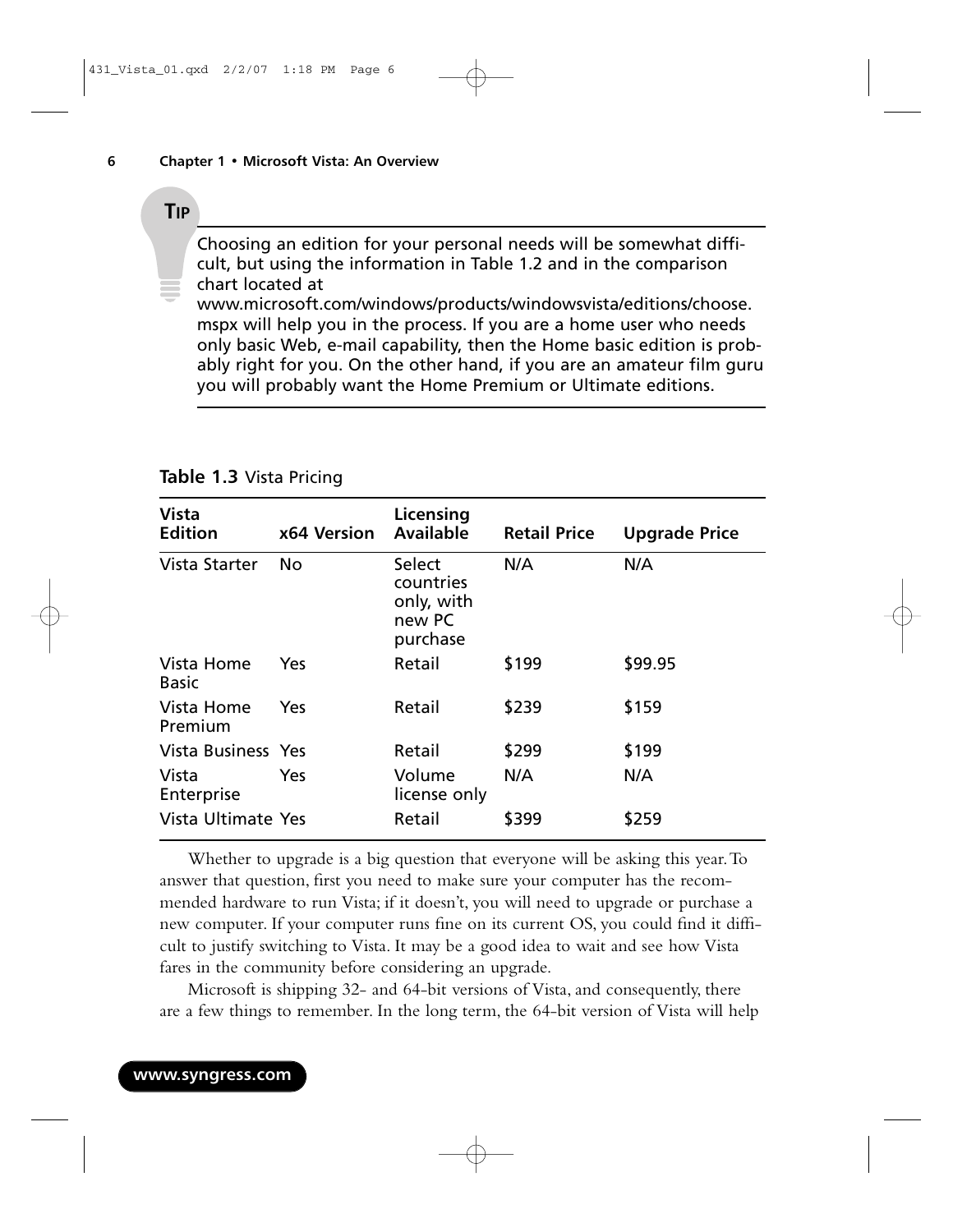**TIP**

Choosing an edition for your personal needs will be somewhat difficult, but using the information in Table 1.2 and in the comparison chart located at www.microsoft.com/windows/products/windowsvista/editions/choose.mspx will help you in the process. If you are a home user who needs only basic Web, e-mail capability, then the Home basic edition is probably right for you. On the other hand, if you are an amateur film guru you will probably want the Home Premium or Ultimate editions.

**Table 1.3** Vista Pricing

| Vista Edition | x64 Version | Licensing Available | Retail Price | Upgrade Price |
|---|---|---|---|---|
| Vista Starter | No | Select countries only, with new PC purchase | N/A | N/A |
| Vista Home Basic | Yes | Retail | $199 | $99.95 |
| Vista Home Premium | Yes | Retail | $239 | $159 |
| Vista Business | Yes | Retail | $299 | $199 |
| Vista Enterprise | Yes | Volume license only | N/A | N/A |
| Vista Ultimate | Yes | Retail | $399 | $259 |

Whether to upgrade is a big question that everyone will be asking this year. To answer that question, first you need to make sure your computer has the recommended hardware to run Vista; if it doesn't, you will need to upgrade or purchase a new computer. If your computer runs fine on its current OS, you could find it difficult to justify switching to Vista. It may be a good idea to wait and see how Vista fares in the community before considering an upgrade.

Microsoft is shipping 32- and 64-bit versions of Vista, and consequently, there are a few things to remember. In the long term, the 64-bit version of Vista will help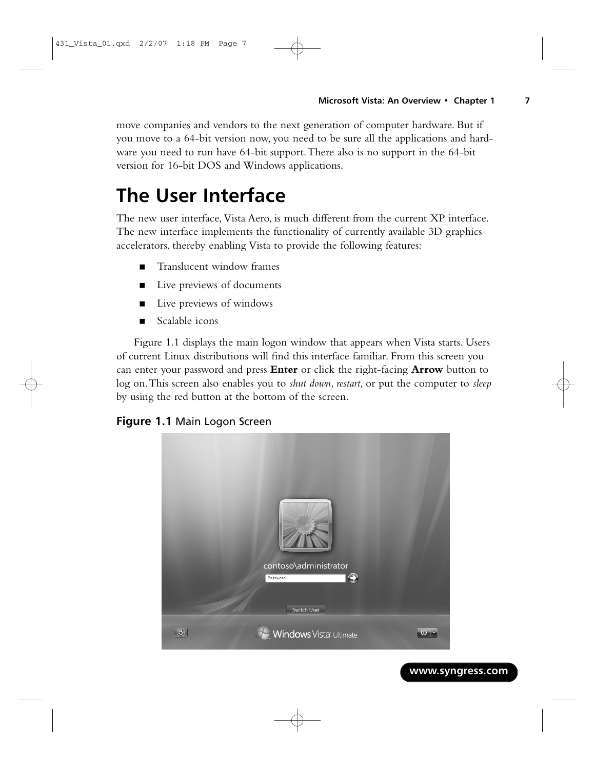move companies and vendors to the next generation of computer hardware. But if you move to a 64-bit version now, you need to be sure all the applications and hardware you need to run have 64-bit support. There also is no support in the 64-bit version for 16-bit DOS and Windows applications.

# The User Interface

The new user interface, Vista Aero, is much different from the current XP interface. The new interface implements the functionality of currently available 3D graphics accelerators, thereby enabling Vista to provide the following features:

- Translucent window frames
- Live previews of documents
- Live previews of windows
- Scalable icons

Figure 1.1 displays the main logon window that appears when Vista starts. Users of current Linux distributions will find this interface familiar. From this screen you can enter your password and press **Enter** or click the right-facing **Arrow** button to log on. This screen also enables you to *shut down, restart,* or put the computer to *sleep* by using the red button at the bottom of the screen.

**Figure 1.1** Main Logon Screen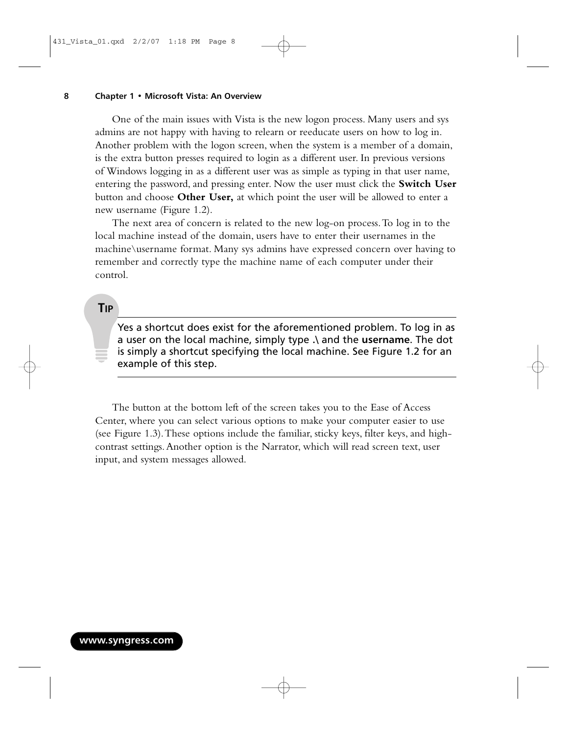One of the main issues with Vista is the new logon process. Many users and sys admins are not happy with having to relearn or reeducate users on how to log in. Another problem with the logon screen, when the system is a member of a domain, is the extra button presses required to login as a different user. In previous versions of Windows logging in as a different user was as simple as typing in that user name, entering the password, and pressing enter. Now the user must click the **Switch User** button and choose **Other User,** at which point the user will be allowed to enter a new username (Figure 1.2).

The next area of concern is related to the new log-on process. To log in to the local machine instead of the domain, users have to enter their usernames in the machine\username format. Many sys admins have expressed concern over having to remember and correctly type the machine name of each computer under their control.

> **TIP**
>
> Yes a shortcut does exist for the aforementioned problem. To log in as a user on the local machine, simply type **.\** and the **username**. The dot is simply a shortcut specifying the local machine. See Figure 1.2 for an example of this step.

The button at the bottom left of the screen takes you to the Ease of Access Center, where you can select various options to make your computer easier to use (see Figure 1.3). These options include the familiar, sticky keys, filter keys, and high-contrast settings. Another option is the Narrator, which will read screen text, user input, and system messages allowed.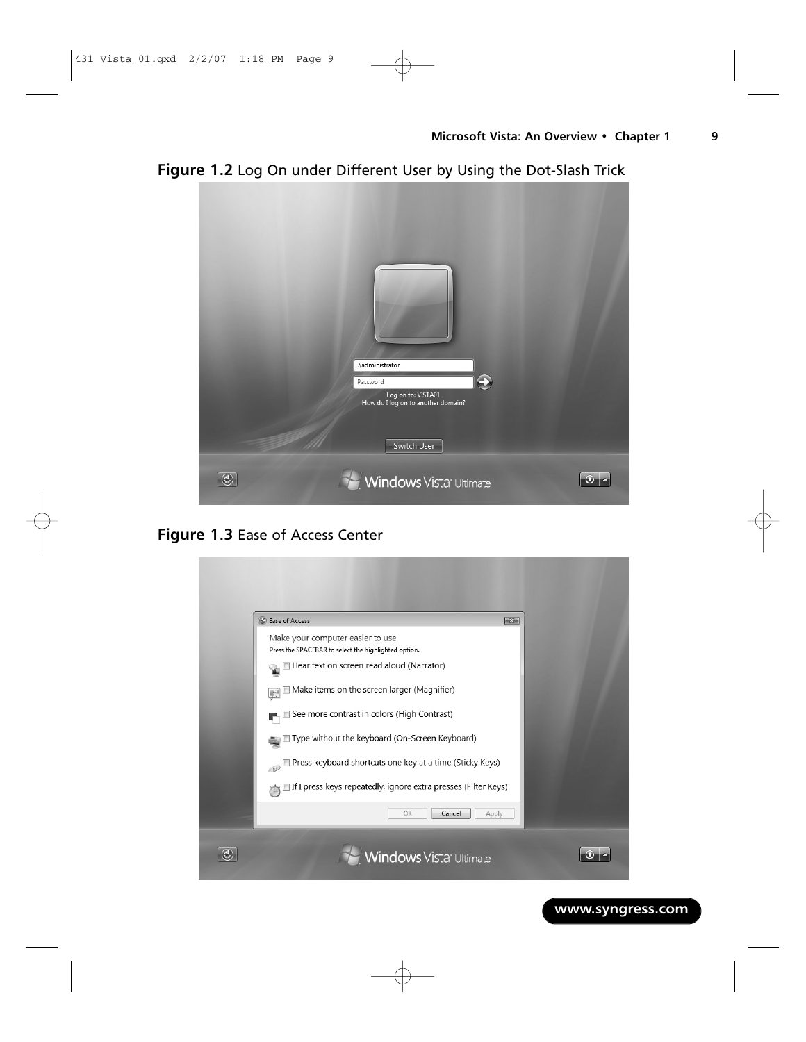**Figure 1.2** Log On under Different User by Using the Dot-Slash Trick

**Figure 1.3** Ease of Access Center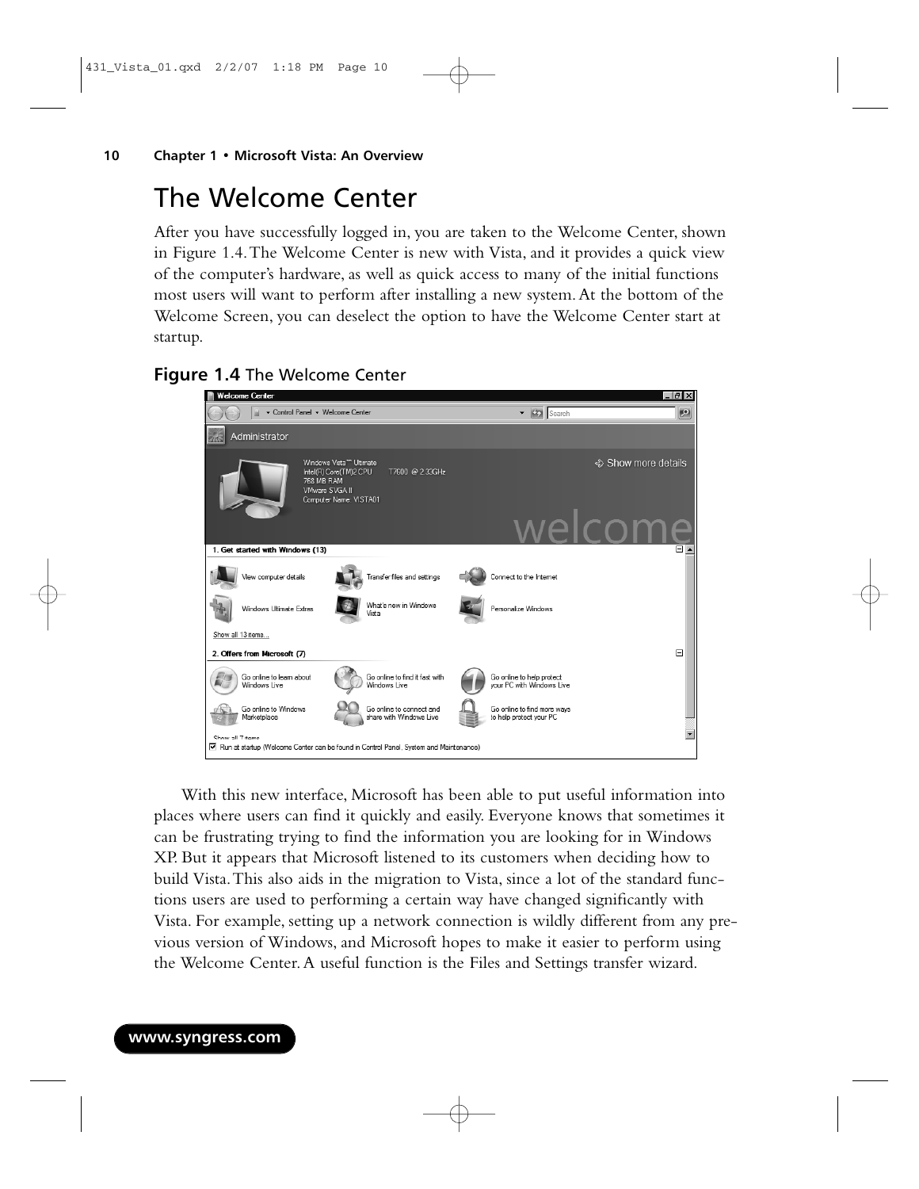# The Welcome Center

After you have successfully logged in, you are taken to the Welcome Center, shown in Figure 1.4. The Welcome Center is new with Vista, and it provides a quick view of the computer's hardware, as well as quick access to many of the initial functions most users will want to perform after installing a new system. At the bottom of the Welcome Screen, you can deselect the option to have the Welcome Center start at startup.

**Figure 1.4** The Welcome Center

With this new interface, Microsoft has been able to put useful information into places where users can find it quickly and easily. Everyone knows that sometimes it can be frustrating trying to find the information you are looking for in Windows XP. But it appears that Microsoft listened to its customers when deciding how to build Vista. This also aids in the migration to Vista, since a lot of the standard functions users are used to performing a certain way have changed significantly with Vista. For example, setting up a network connection is wildly different from any previous version of Windows, and Microsoft hopes to make it easier to perform using the Welcome Center. A useful function is the Files and Settings transfer wizard.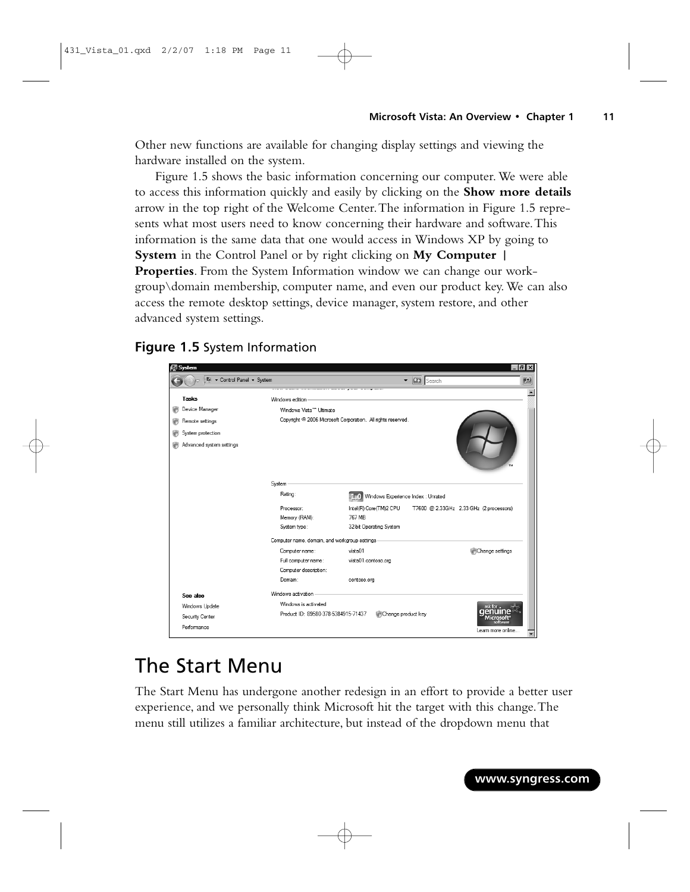Other new functions are available for changing display settings and viewing the hardware installed on the system.

Figure 1.5 shows the basic information concerning our computer. We were able to access this information quickly and easily by clicking on the **Show more details** arrow in the top right of the Welcome Center. The information in Figure 1.5 represents what most users need to know concerning their hardware and software. This information is the same data that one would access in Windows XP by going to **System** in the Control Panel or by right clicking on **My Computer | Properties**. From the System Information window we can change our workgroup\domain membership, computer name, and even our product key. We can also access the remote desktop settings, device manager, system restore, and other advanced system settings.

**Figure 1.5** System Information

# The Start Menu

The Start Menu has undergone another redesign in an effort to provide a better user experience, and we personally think Microsoft hit the target with this change. The menu still utilizes a familiar architecture, but instead of the dropdown menu that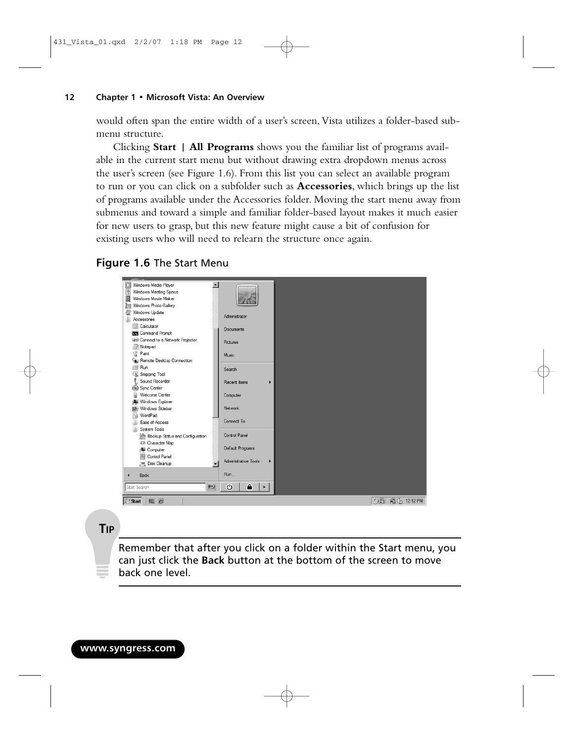would often span the entire width of a user's screen, Vista utilizes a folder-based submenu structure.

Clicking **Start | All Programs** shows you the familiar list of programs available in the current start menu but without drawing extra dropdown menus across the user's screen (see Figure 1.6). From this list you can select an available program to run or you can click on a subfolder such as **Accessories**, which brings up the list of programs available under the Accessories folder. Moving the start menu away from submenus and toward a simple and familiar folder-based layout makes it much easier for new users to grasp, but this new feature might cause a bit of confusion for existing users who will need to relearn the structure once again.

**Figure 1.6** The Start Menu

**TIP**

Remember that after you click on a folder within the Start menu, you can just click the **Back** button at the bottom of the screen to move back one level.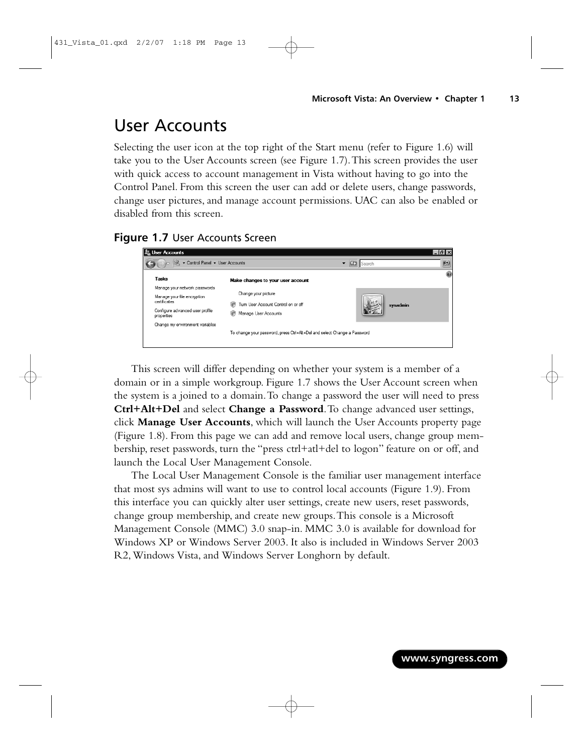# User Accounts

Selecting the user icon at the top right of the Start menu (refer to Figure 1.6) will take you to the User Accounts screen (see Figure 1.7). This screen provides the user with quick access to account management in Vista without having to go into the Control Panel. From this screen the user can add or delete users, change passwords, change user pictures, and manage account permissions. UAC can also be enabled or disabled from this screen.

**Figure 1.7** User Accounts Screen

This screen will differ depending on whether your system is a member of a domain or in a simple workgroup. Figure 1.7 shows the User Account screen when the system is a joined to a domain. To change a password the user will need to press **Ctrl+Alt+Del** and select **Change a Password**. To change advanced user settings, click **Manage User Accounts**, which will launch the User Accounts property page (Figure 1.8). From this page we can add and remove local users, change group membership, reset passwords, turn the "press ctrl+atl+del to logon" feature on or off, and launch the Local User Management Console.

The Local User Management Console is the familiar user management interface that most sys admins will want to use to control local accounts (Figure 1.9). From this interface you can quickly alter user settings, create new users, reset passwords, change group membership, and create new groups. This console is a Microsoft Management Console (MMC) 3.0 snap-in. MMC 3.0 is available for download for Windows XP or Windows Server 2003. It also is included in Windows Server 2003 R2, Windows Vista, and Windows Server Longhorn by default.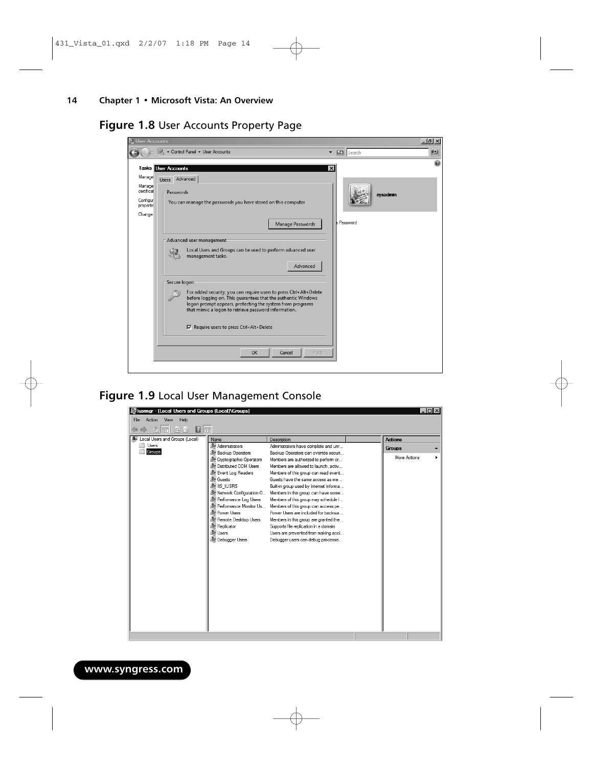**Figure 1.8** User Accounts Property Page

**Figure 1.9** Local User Management Console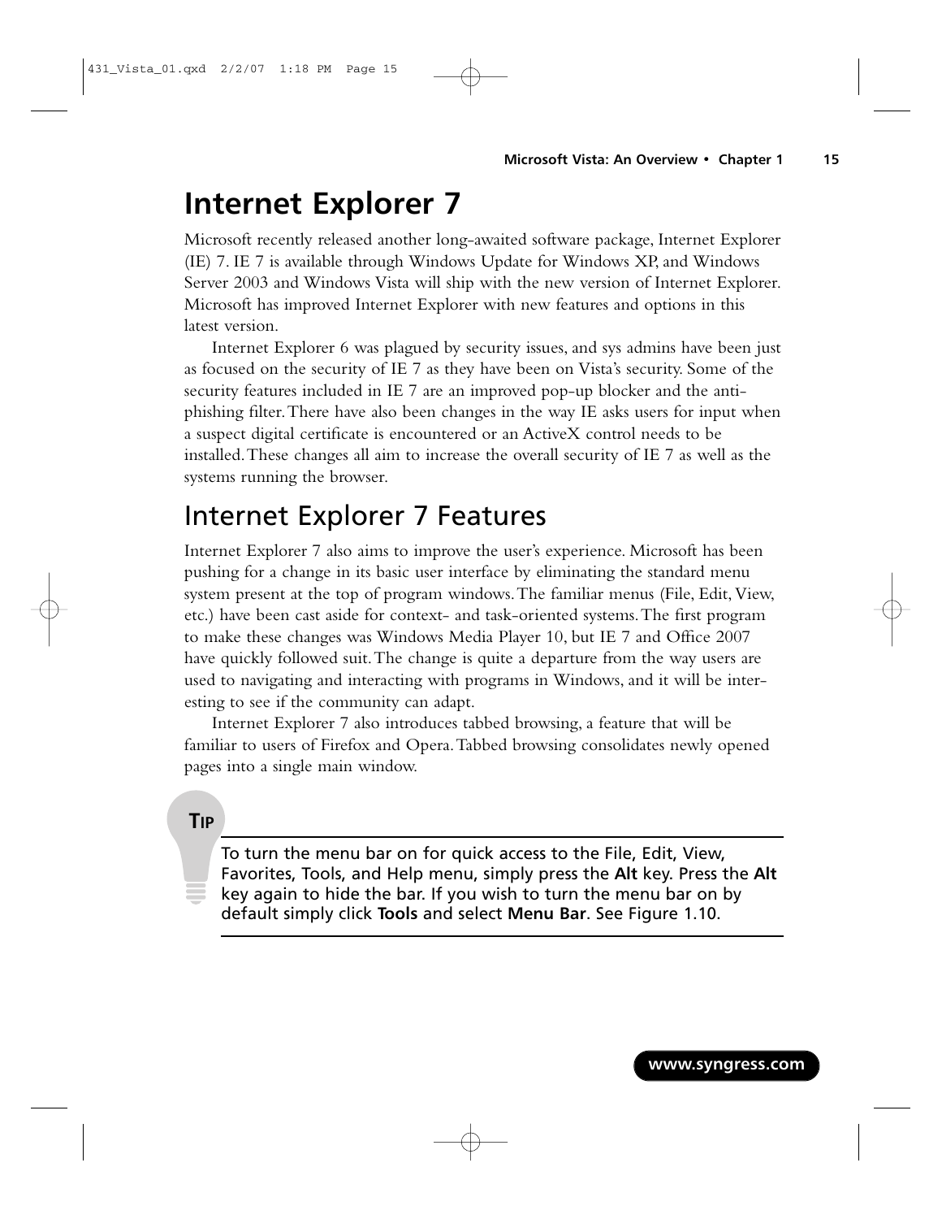# Internet Explorer 7

Microsoft recently released another long-awaited software package, Internet Explorer (IE) 7. IE 7 is available through Windows Update for Windows XP, and Windows Server 2003 and Windows Vista will ship with the new version of Internet Explorer. Microsoft has improved Internet Explorer with new features and options in this latest version.

Internet Explorer 6 was plagued by security issues, and sys admins have been just as focused on the security of IE 7 as they have been on Vista's security. Some of the security features included in IE 7 are an improved pop-up blocker and the anti-phishing filter. There have also been changes in the way IE asks users for input when a suspect digital certificate is encountered or an ActiveX control needs to be installed. These changes all aim to increase the overall security of IE 7 as well as the systems running the browser.

## Internet Explorer 7 Features

Internet Explorer 7 also aims to improve the user's experience. Microsoft has been pushing for a change in its basic user interface by eliminating the standard menu system present at the top of program windows. The familiar menus (File, Edit, View, etc.) have been cast aside for context- and task-oriented systems. The first program to make these changes was Windows Media Player 10, but IE 7 and Office 2007 have quickly followed suit. The change is quite a departure from the way users are used to navigating and interacting with programs in Windows, and it will be interesting to see if the community can adapt.

Internet Explorer 7 also introduces tabbed browsing, a feature that will be familiar to users of Firefox and Opera. Tabbed browsing consolidates newly opened pages into a single main window.

**TIP**

To turn the menu bar on for quick access to the File, Edit, View, Favorites, Tools, and Help menu, simply press the **Alt** key. Press the **Alt** key again to hide the bar. If you wish to turn the menu bar on by default simply click **Tools** and select **Menu Bar**. See Figure 1.10.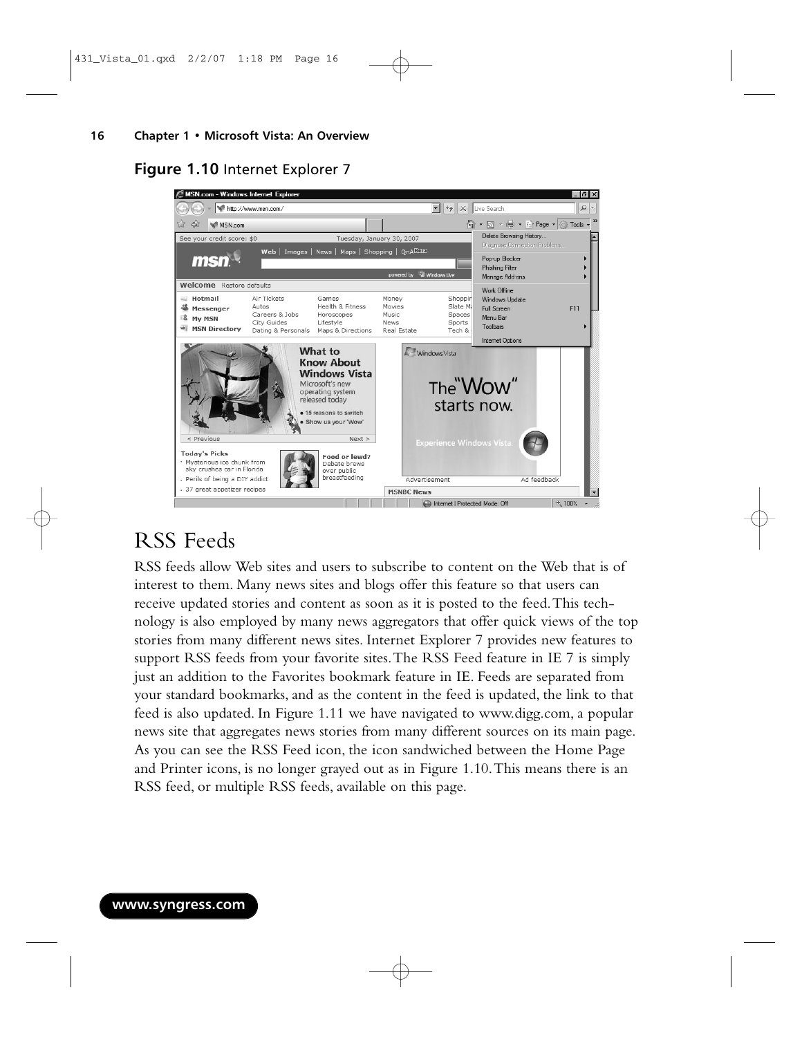**Figure 1.10** Internet Explorer 7

## RSS Feeds

RSS feeds allow Web sites and users to subscribe to content on the Web that is of interest to them. Many news sites and blogs offer this feature so that users can receive updated stories and content as soon as it is posted to the feed. This technology is also employed by many news aggregators that offer quick views of the top stories from many different news sites. Internet Explorer 7 provides new features to support RSS feeds from your favorite sites. The RSS Feed feature in IE 7 is simply just an addition to the Favorites bookmark feature in IE. Feeds are separated from your standard bookmarks, and as the content in the feed is updated, the link to that feed is also updated. In Figure 1.11 we have navigated to www.digg.com, a popular news site that aggregates news stories from many different sources on its main page. As you can see the RSS Feed icon, the icon sandwiched between the Home Page and Printer icons, is no longer grayed out as in Figure 1.10. This means there is an RSS feed, or multiple RSS feeds, available on this page.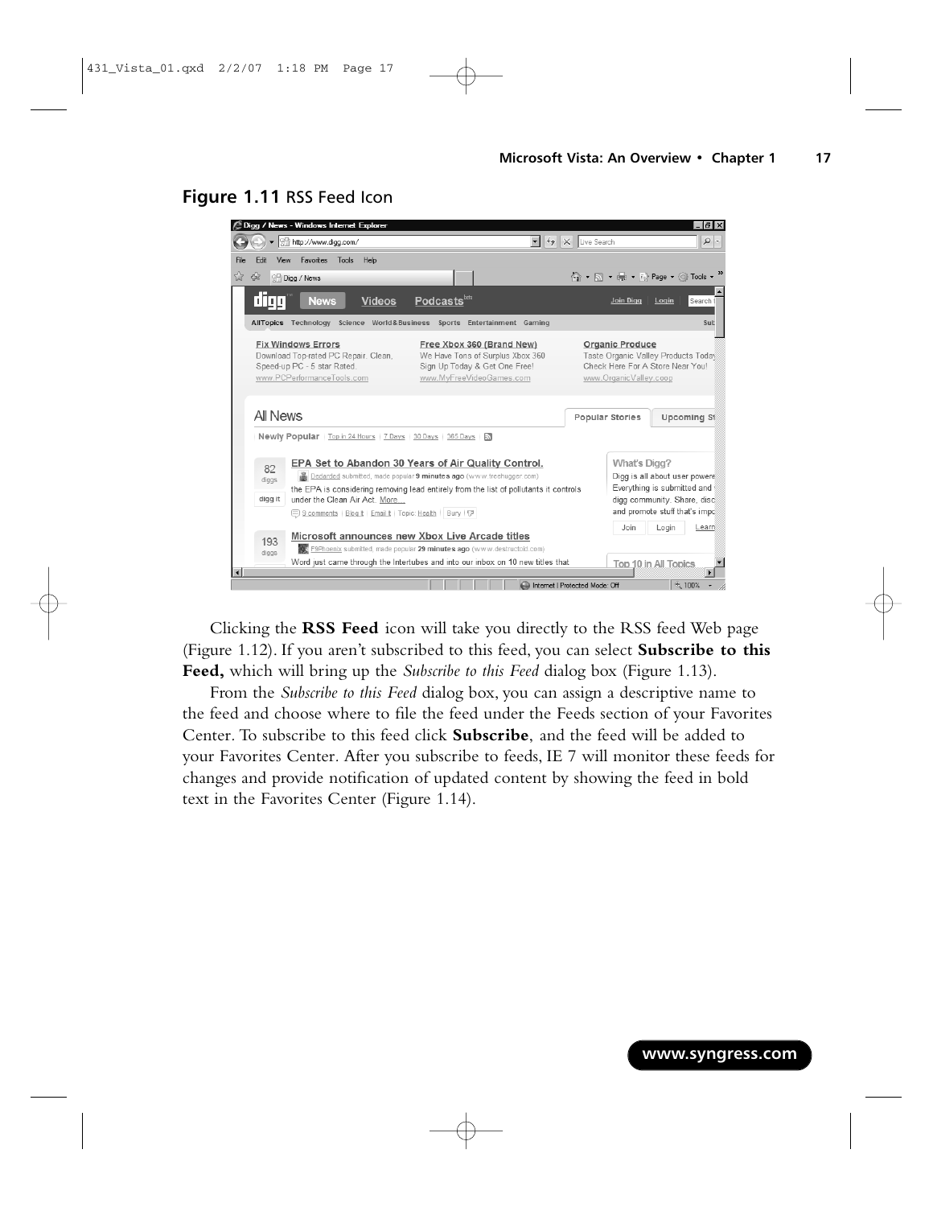**Figure 1.11** RSS Feed Icon

Clicking the **RSS Feed** icon will take you directly to the RSS feed Web page (Figure 1.12). If you aren't subscribed to this feed, you can select **Subscribe to this Feed,** which will bring up the *Subscribe to this Feed* dialog box (Figure 1.13).

From the *Subscribe to this Feed* dialog box, you can assign a descriptive name to the feed and choose where to file the feed under the Feeds section of your Favorites Center. To subscribe to this feed click **Subscribe**, and the feed will be added to your Favorites Center. After you subscribe to feeds, IE 7 will monitor these feeds for changes and provide notification of updated content by showing the feed in bold text in the Favorites Center (Figure 1.14).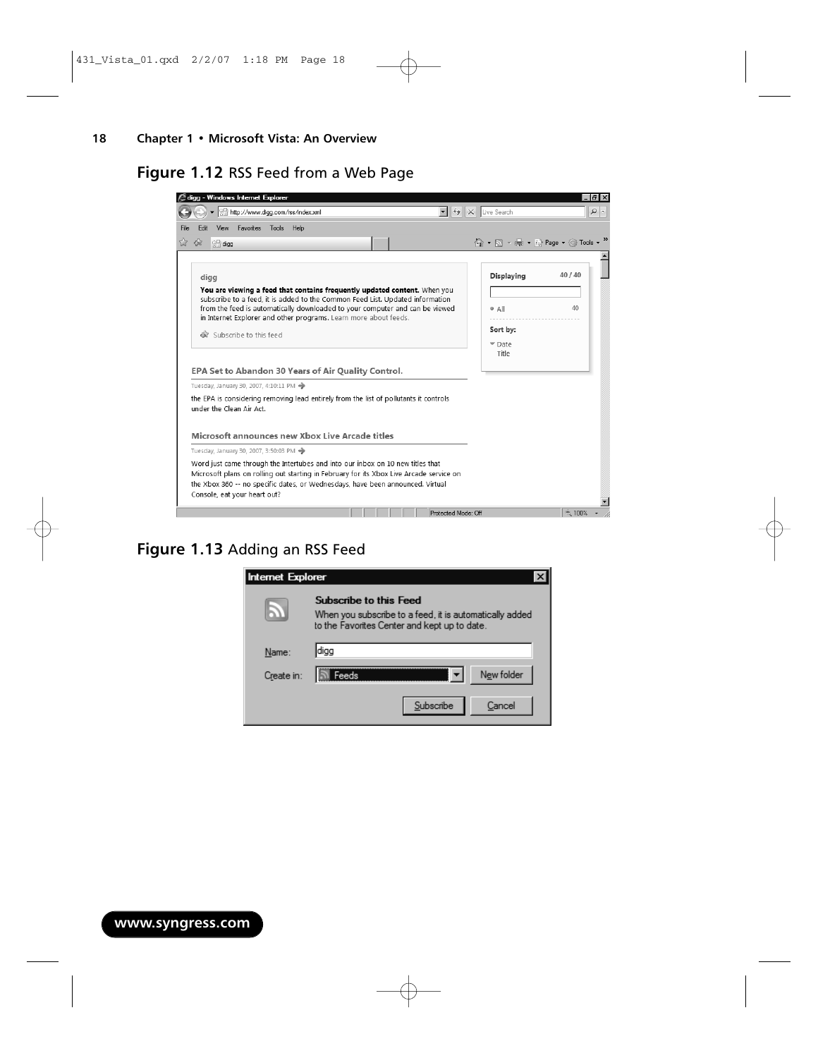**Figure 1.12** RSS Feed from a Web Page

**Figure 1.13** Adding an RSS Feed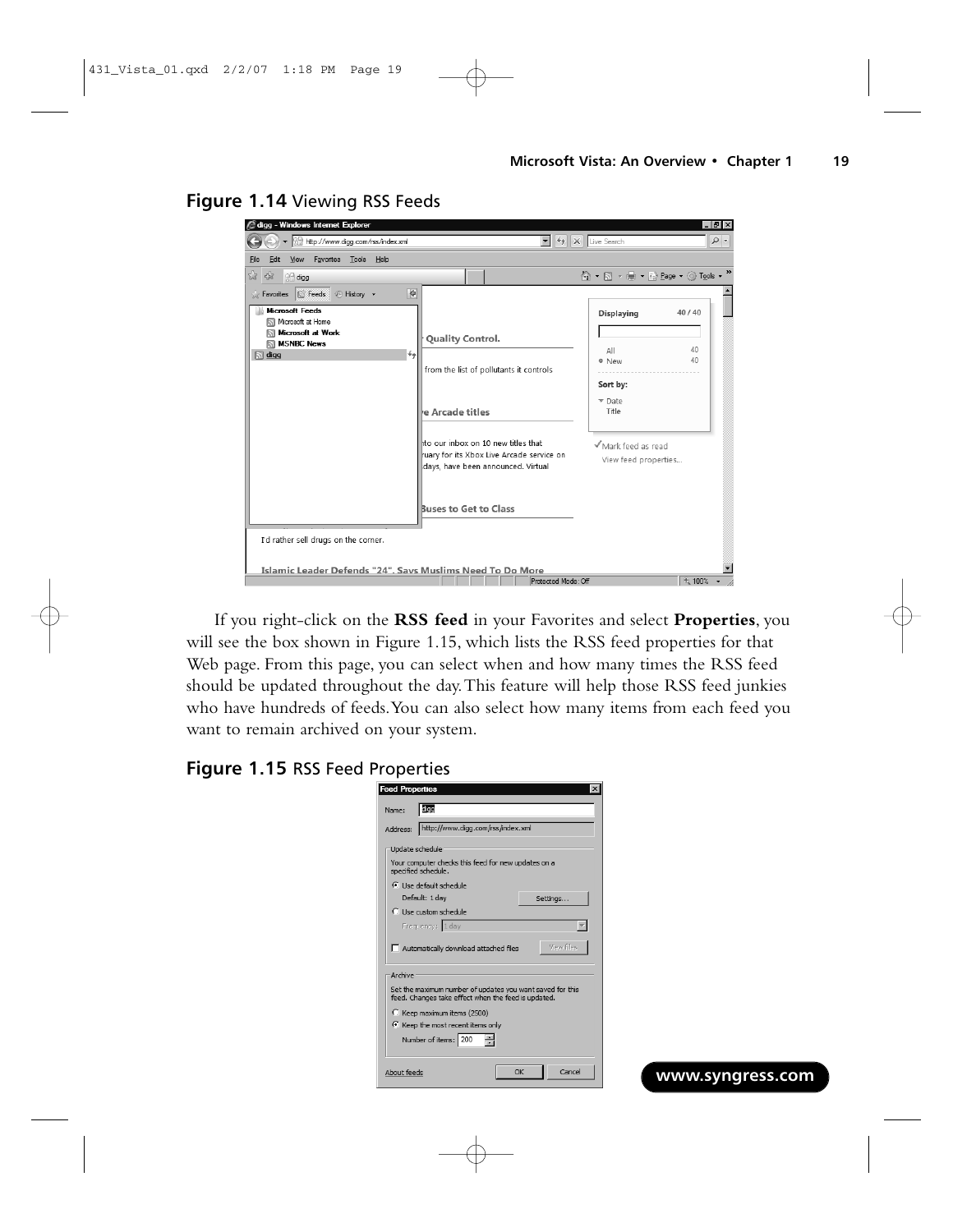**Figure 1.14** Viewing RSS Feeds

If you right-click on the **RSS feed** in your Favorites and select **Properties**, you will see the box shown in Figure 1.15, which lists the RSS feed properties for that Web page. From this page, you can select when and how many times the RSS feed should be updated throughout the day. This feature will help those RSS feed junkies who have hundreds of feeds. You can also select how many items from each feed you want to remain archived on your system.

**Figure 1.15** RSS Feed Properties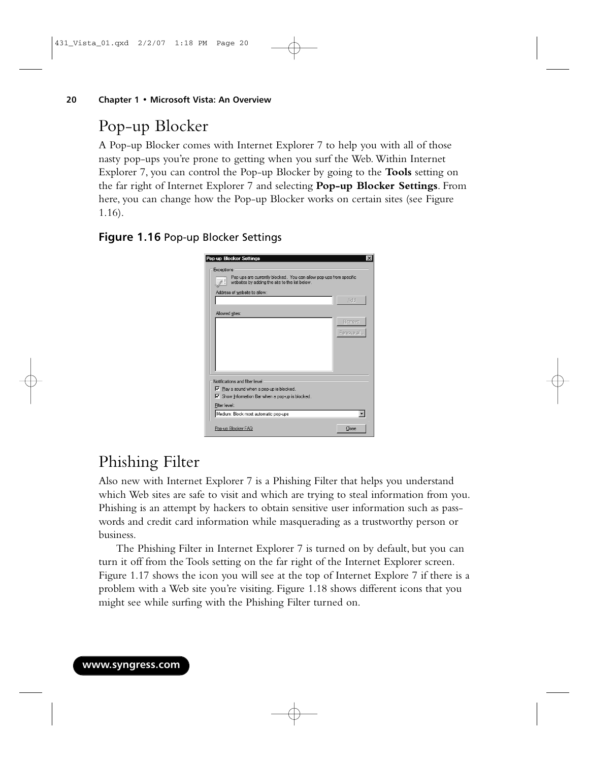## Pop-up Blocker

A Pop-up Blocker comes with Internet Explorer 7 to help you with all of those nasty pop-ups you're prone to getting when you surf the Web. Within Internet Explorer 7, you can control the Pop-up Blocker by going to the **Tools** setting on the far right of Internet Explorer 7 and selecting **Pop-up Blocker Settings**. From here, you can change how the Pop-up Blocker works on certain sites (see Figure 1.16).

**Figure 1.16** Pop-up Blocker Settings

## Phishing Filter

Also new with Internet Explorer 7 is a Phishing Filter that helps you understand which Web sites are safe to visit and which are trying to steal information from you. Phishing is an attempt by hackers to obtain sensitive user information such as passwords and credit card information while masquerading as a trustworthy person or business.

The Phishing Filter in Internet Explorer 7 is turned on by default, but you can turn it off from the Tools setting on the far right of the Internet Explorer screen. Figure 1.17 shows the icon you will see at the top of Internet Explore 7 if there is a problem with a Web site you're visiting. Figure 1.18 shows different icons that you might see while surfing with the Phishing Filter turned on.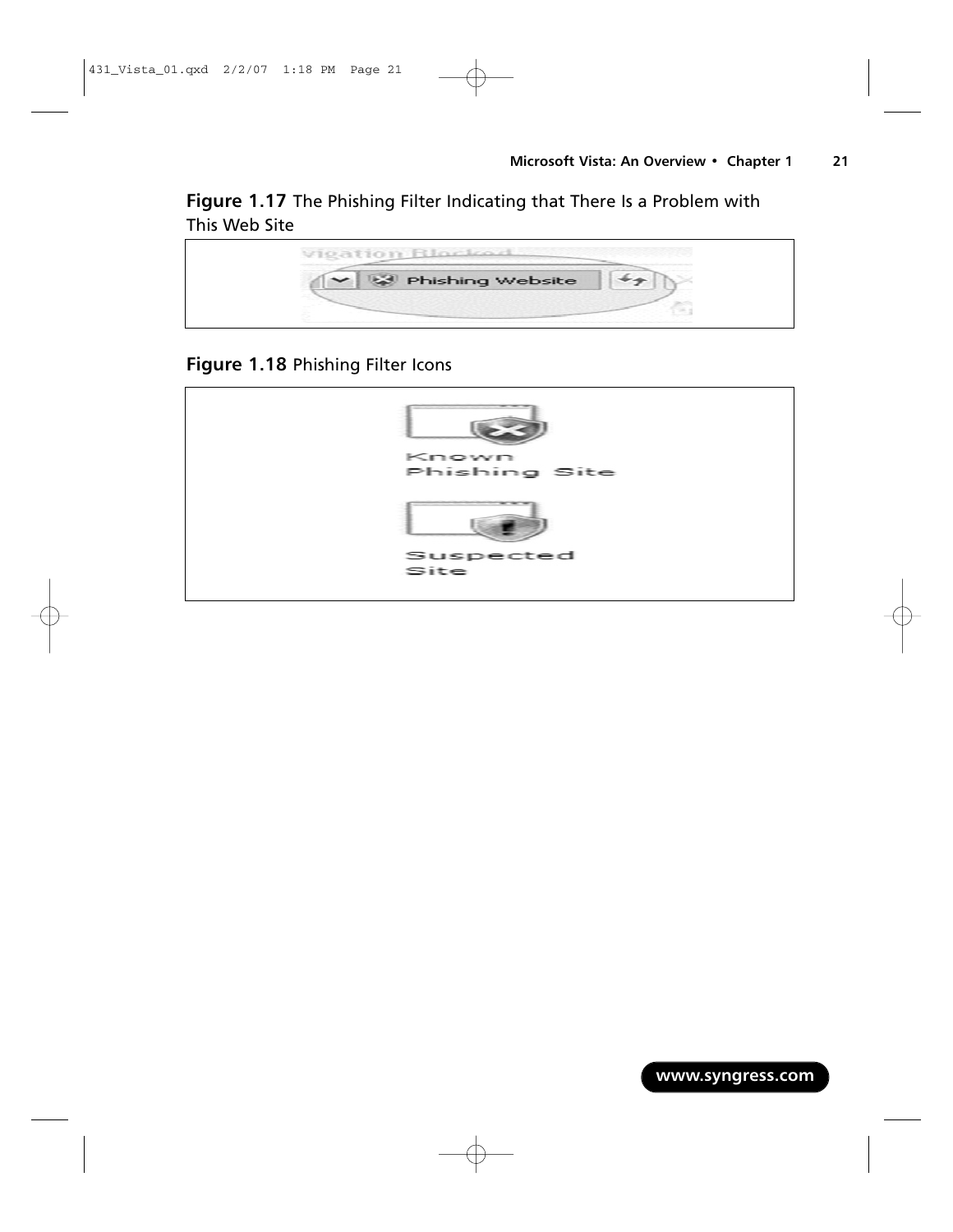**Figure 1.17** The Phishing Filter Indicating that There Is a Problem with This Web Site

**Figure 1.18** Phishing Filter Icons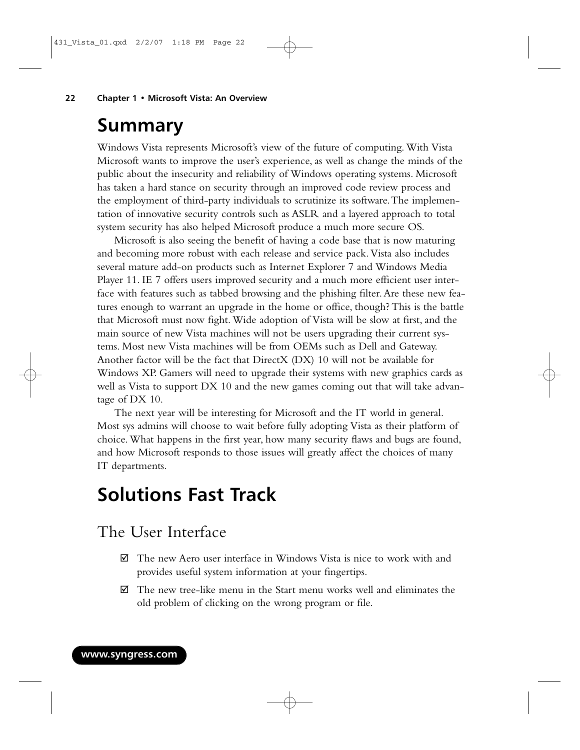# Summary

Windows Vista represents Microsoft's view of the future of computing. With Vista Microsoft wants to improve the user's experience, as well as change the minds of the public about the insecurity and reliability of Windows operating systems. Microsoft has taken a hard stance on security through an improved code review process and the employment of third-party individuals to scrutinize its software. The implementation of innovative security controls such as ASLR and a layered approach to total system security has also helped Microsoft produce a much more secure OS.

Microsoft is also seeing the benefit of having a code base that is now maturing and becoming more robust with each release and service pack. Vista also includes several mature add-on products such as Internet Explorer 7 and Windows Media Player 11. IE 7 offers users improved security and a much more efficient user interface with features such as tabbed browsing and the phishing filter. Are these new features enough to warrant an upgrade in the home or office, though? This is the battle that Microsoft must now fight. Wide adoption of Vista will be slow at first, and the main source of new Vista machines will not be users upgrading their current systems. Most new Vista machines will be from OEMs such as Dell and Gateway. Another factor will be the fact that DirectX (DX) 10 will not be available for Windows XP. Gamers will need to upgrade their systems with new graphics cards as well as Vista to support DX 10 and the new games coming out that will take advantage of DX 10.

The next year will be interesting for Microsoft and the IT world in general. Most sys admins will choose to wait before fully adopting Vista as their platform of choice. What happens in the first year, how many security flaws and bugs are found, and how Microsoft responds to those issues will greatly affect the choices of many IT departments.

# Solutions Fast Track

## The User Interface

- ☑ The new Aero user interface in Windows Vista is nice to work with and provides useful system information at your fingertips.
- ☑ The new tree-like menu in the Start menu works well and eliminates the old problem of clicking on the wrong program or file.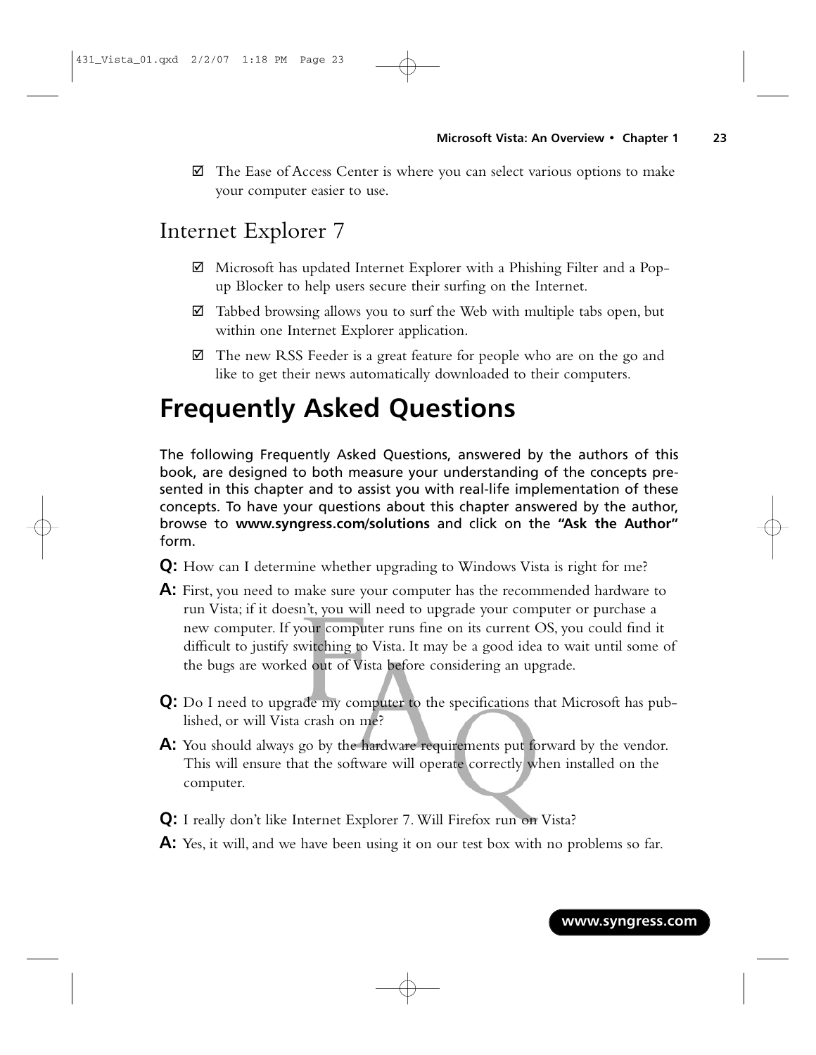☑ The Ease of Access Center is where you can select various options to make your computer easier to use.

## Internet Explorer 7

☑ Microsoft has updated Internet Explorer with a Phishing Filter and a Pop-up Blocker to help users secure their surfing on the Internet.

☑ Tabbed browsing allows you to surf the Web with multiple tabs open, but within one Internet Explorer application.

☑ The new RSS Feeder is a great feature for people who are on the go and like to get their news automatically downloaded to their computers.

# Frequently Asked Questions

The following Frequently Asked Questions, answered by the authors of this book, are designed to both measure your understanding of the concepts presented in this chapter and to assist you with real-life implementation of these concepts. To have your questions about this chapter answered by the author, browse to **www.syngress.com/solutions** and click on the **"Ask the Author"** form.

**Q:** How can I determine whether upgrading to Windows Vista is right for me?

**A:** First, you need to make sure your computer has the recommended hardware to run Vista; if it doesn't, you will need to upgrade your computer or purchase a new computer. If your computer runs fine on its current OS, you could find it difficult to justify switching to Vista. It may be a good idea to wait until some of the bugs are worked out of Vista before considering an upgrade.

**Q:** Do I need to upgrade my computer to the specifications that Microsoft has published, or will Vista crash on me?

**A:** You should always go by the hardware requirements put forward by the vendor. This will ensure that the software will operate correctly when installed on the computer.

**Q:** I really don't like Internet Explorer 7. Will Firefox run on Vista?

**A:** Yes, it will, and we have been using it on our test box with no problems so far.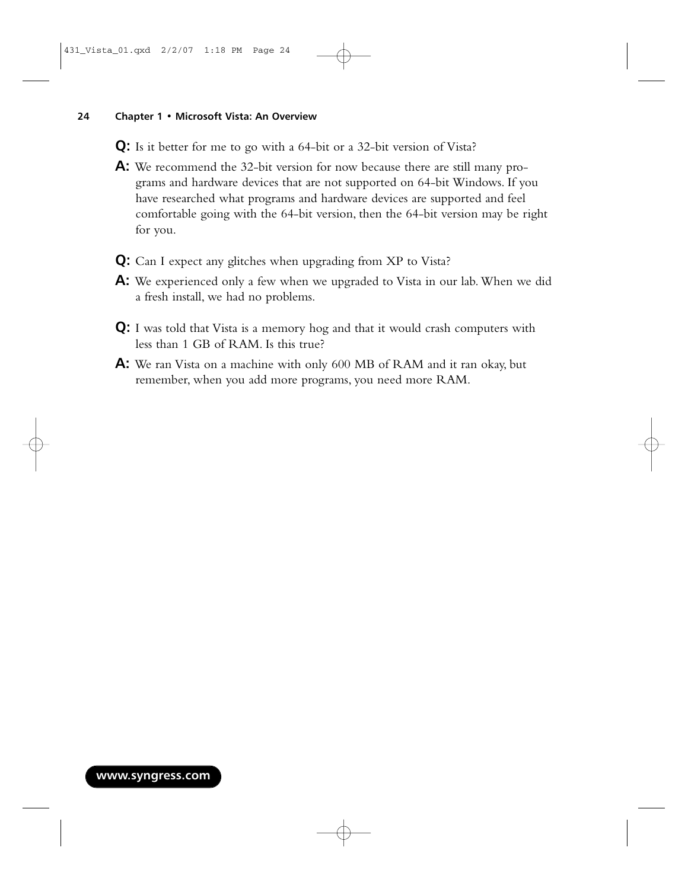**Q:** Is it better for me to go with a 64-bit or a 32-bit version of Vista?

**A:** We recommend the 32-bit version for now because there are still many programs and hardware devices that are not supported on 64-bit Windows. If you have researched what programs and hardware devices are supported and feel comfortable going with the 64-bit version, then the 64-bit version may be right for you.

**Q:** Can I expect any glitches when upgrading from XP to Vista?

**A:** We experienced only a few when we upgraded to Vista in our lab. When we did a fresh install, we had no problems.

**Q:** I was told that Vista is a memory hog and that it would crash computers with less than 1 GB of RAM. Is this true?

**A:** We ran Vista on a machine with only 600 MB of RAM and it ran okay, but remember, when you add more programs, you need more RAM.